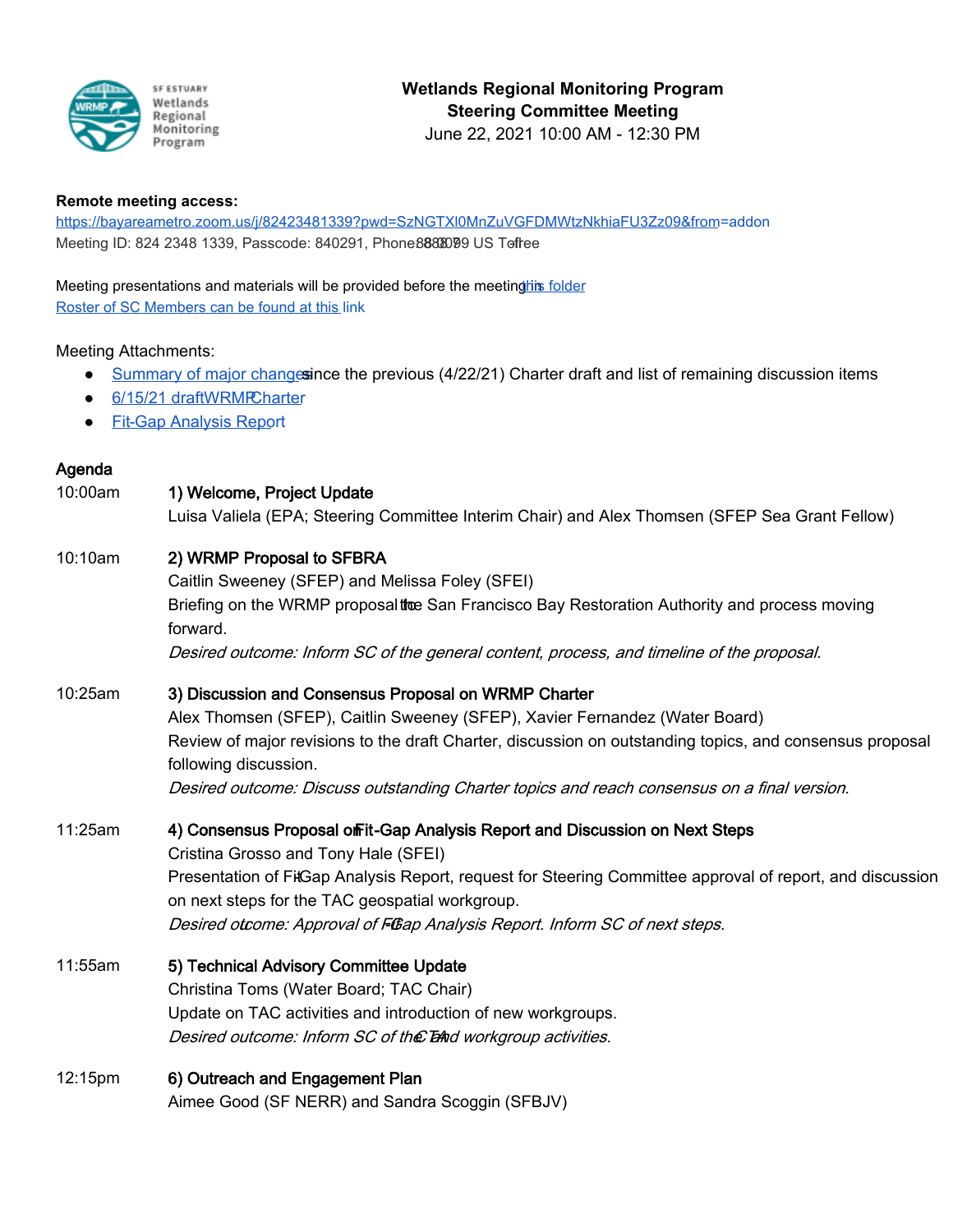**Wetlands Regional Monitoring Program**
**Steering Committee Meeting**
June 22, 2021 10:00 AM - 12:30 PM

**Remote meeting access:**
https://bayareametro.zoom.us/j/82423481339?pwd=SzNGTXl0MnZuVGFDMWtzNkhiaFU3Zz09&from=addon
Meeting ID: 824 2348 1339, Passcode: 840291, Phone: 888 788 0099 US Toll-free

Meeting presentations and materials will be provided before the meeting in this folder
Roster of SC Members can be found at this link

Meeting Attachments:

- Summary of major changes since the previous (4/22/21) Charter draft and list of remaining discussion items
- 6/15/21 draft WRMP Charter
- Fit-Gap Analysis Report

## Agenda

**10:00am** **1) Welcome, Project Update**
Luisa Valiela (EPA; Steering Committee Interim Chair) and Alex Thomsen (SFEP Sea Grant Fellow)

**10:10am** **2) WRMP Proposal to SFBRA**
Caitlin Sweeney (SFEP) and Melissa Foley (SFEI)
Briefing on the WRMP proposal to the San Francisco Bay Restoration Authority and process moving forward.
*Desired outcome: Inform SC of the general content, process, and timeline of the proposal.*

**10:25am** **3) Discussion and Consensus Proposal on WRMP Charter**
Alex Thomsen (SFEP), Caitlin Sweeney (SFEP), Xavier Fernandez (Water Board)
Review of major revisions to the draft Charter, discussion on outstanding topics, and consensus proposal following discussion.
*Desired outcome: Discuss outstanding Charter topics and reach consensus on a final version.*

**11:25am** **4) Consensus Proposal on Fit-Gap Analysis Report and Discussion on Next Steps**
Cristina Grosso and Tony Hale (SFEI)
Presentation of Fit-Gap Analysis Report, request for Steering Committee approval of report, and discussion on next steps for the TAC geospatial workgroup.
*Desired outcome: Approval of Fit-Gap Analysis Report. Inform SC of next steps.*

**11:55am** **5) Technical Advisory Committee Update**
Christina Toms (Water Board; TAC Chair)
Update on TAC activities and introduction of new workgroups.
*Desired outcome: Inform SC of the TAC and workgroup activities.*

**12:15pm** **6) Outreach and Engagement Plan**
Aimee Good (SF NERR) and Sandra Scoggin (SFBJV)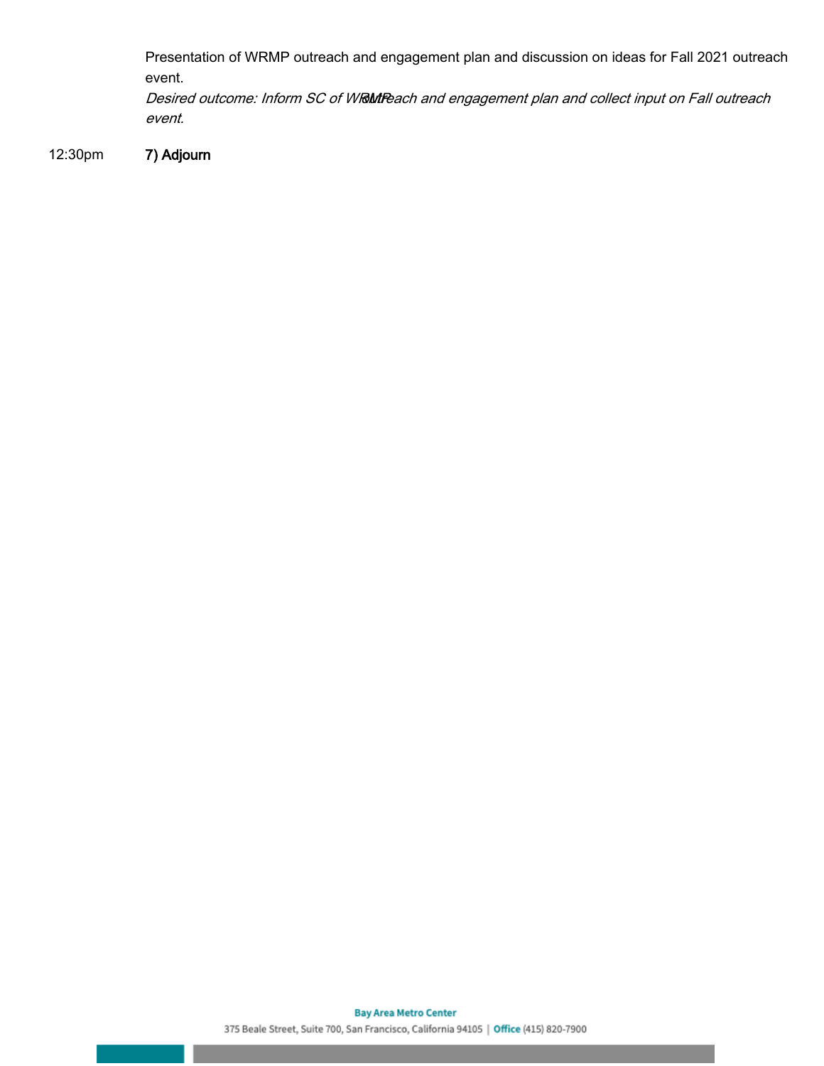Presentation of WRMP outreach and engagement plan and discussion on ideas for Fall 2021 outreach event.

*Desired outcome: Inform SC of WRMP outreach and engagement plan and collect input on Fall outreach event.*

12:30pm **7) Adjourn**